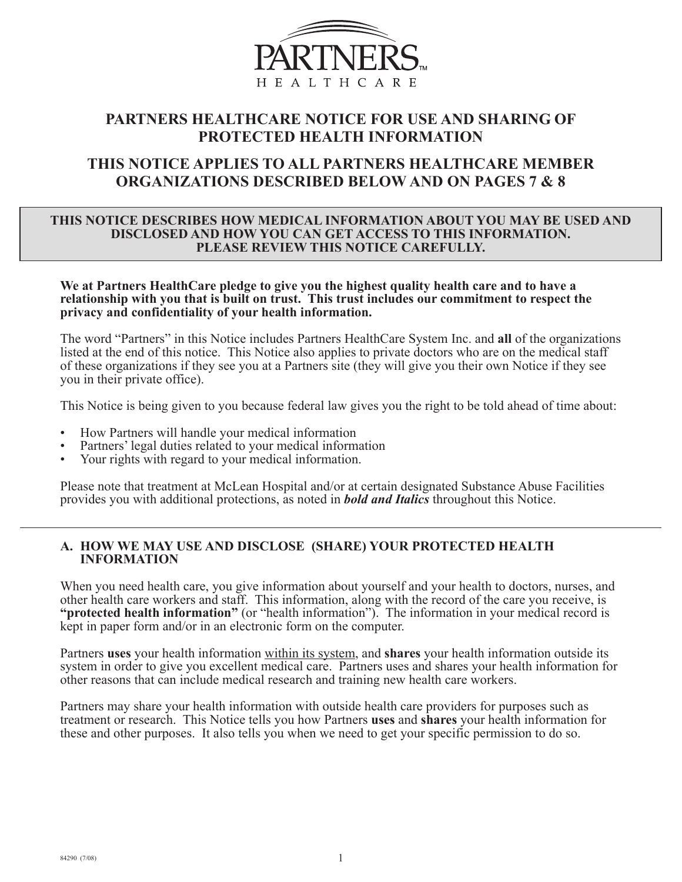PARTNERS HEALTHCARE

# PARTNERS HEALTHCARE NOTICE FOR USE AND SHARING OF PROTECTED HEALTH INFORMATION

# THIS NOTICE APPLIES TO ALL PARTNERS HEALTHCARE MEMBER ORGANIZATIONS DESCRIBED BELOW AND ON PAGES 7 & 8

**THIS NOTICE DESCRIBES HOW MEDICAL INFORMATION ABOUT YOU MAY BE USED AND DISCLOSED AND HOW YOU CAN GET ACCESS TO THIS INFORMATION. PLEASE REVIEW THIS NOTICE CAREFULLY.**

**We at Partners HealthCare pledge to give you the highest quality health care and to have a relationship with you that is built on trust. This trust includes our commitment to respect the privacy and confidentiality of your health information.**

The word "Partners" in this Notice includes Partners HealthCare System Inc. and **all** of the organizations listed at the end of this notice. This Notice also applies to private doctors who are on the medical staff of these organizations if they see you at a Partners site (they will give you their own Notice if they see you in their private office).

This Notice is being given to you because federal law gives you the right to be told ahead of time about:

- How Partners will handle your medical information
- Partners' legal duties related to your medical information
- Your rights with regard to your medical information.

Please note that treatment at McLean Hospital and/or at certain designated Substance Abuse Facilities provides you with additional protections, as noted in ***bold and Italics*** throughout this Notice.

---

## A. HOW WE MAY USE AND DISCLOSE (SHARE) YOUR PROTECTED HEALTH INFORMATION

When you need health care, you give information about yourself and your health to doctors, nurses, and other health care workers and staff. This information, along with the record of the care you receive, is **"protected health information"** (or "health information"). The information in your medical record is kept in paper form and/or in an electronic form on the computer.

Partners **uses** your health information <u>within its system</u>, and **shares** your health information outside its system in order to give you excellent medical care. Partners uses and shares your health information for other reasons that can include medical research and training new health care workers.

Partners may share your health information with outside health care providers for purposes such as treatment or research. This Notice tells you how Partners **uses** and **shares** your health information for these and other purposes. It also tells you when we need to get your specific permission to do so.

84290 (7/08)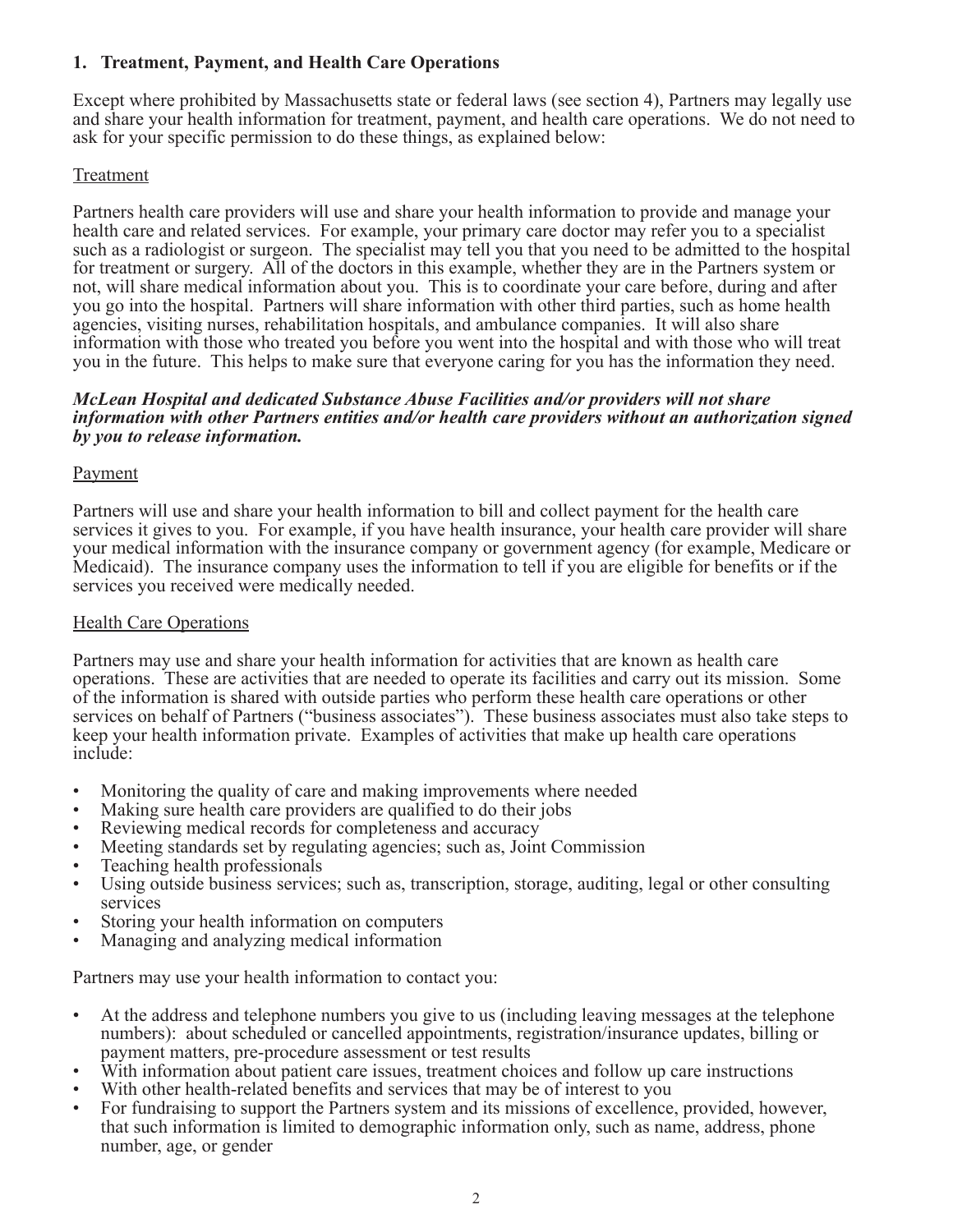## 1. Treatment, Payment, and Health Care Operations

Except where prohibited by Massachusetts state or federal laws (see section 4), Partners may legally use and share your health information for treatment, payment, and health care operations. We do not need to ask for your specific permission to do these things, as explained below:

### Treatment

Partners health care providers will use and share your health information to provide and manage your health care and related services. For example, your primary care doctor may refer you to a specialist such as a radiologist or surgeon. The specialist may tell you that you need to be admitted to the hospital for treatment or surgery. All of the doctors in this example, whether they are in the Partners system or not, will share medical information about you. This is to coordinate your care before, during and after you go into the hospital. Partners will share information with other third parties, such as home health agencies, visiting nurses, rehabilitation hospitals, and ambulance companies. It will also share information with those who treated you before you went into the hospital and with those who will treat you in the future. This helps to make sure that everyone caring for you has the information they need.

***McLean Hospital and dedicated Substance Abuse Facilities and/or providers will not share information with other Partners entities and/or health care providers without an authorization signed by you to release information.***

### Payment

Partners will use and share your health information to bill and collect payment for the health care services it gives to you. For example, if you have health insurance, your health care provider will share your medical information with the insurance company or government agency (for example, Medicare or Medicaid). The insurance company uses the information to tell if you are eligible for benefits or if the services you received were medically needed.

### Health Care Operations

Partners may use and share your health information for activities that are known as health care operations. These are activities that are needed to operate its facilities and carry out its mission. Some of the information is shared with outside parties who perform these health care operations or other services on behalf of Partners ("business associates"). These business associates must also take steps to keep your health information private. Examples of activities that make up health care operations include:

- Monitoring the quality of care and making improvements where needed
- Making sure health care providers are qualified to do their jobs
- Reviewing medical records for completeness and accuracy
- Meeting standards set by regulating agencies; such as, Joint Commission
- Teaching health professionals
- Using outside business services; such as, transcription, storage, auditing, legal or other consulting services
- Storing your health information on computers
- Managing and analyzing medical information

Partners may use your health information to contact you:

- At the address and telephone numbers you give to us (including leaving messages at the telephone numbers): about scheduled or cancelled appointments, registration/insurance updates, billing or payment matters, pre-procedure assessment or test results
- With information about patient care issues, treatment choices and follow up care instructions
- With other health-related benefits and services that may be of interest to you
- For fundraising to support the Partners system and its missions of excellence, provided, however, that such information is limited to demographic information only, such as name, address, phone number, age, or gender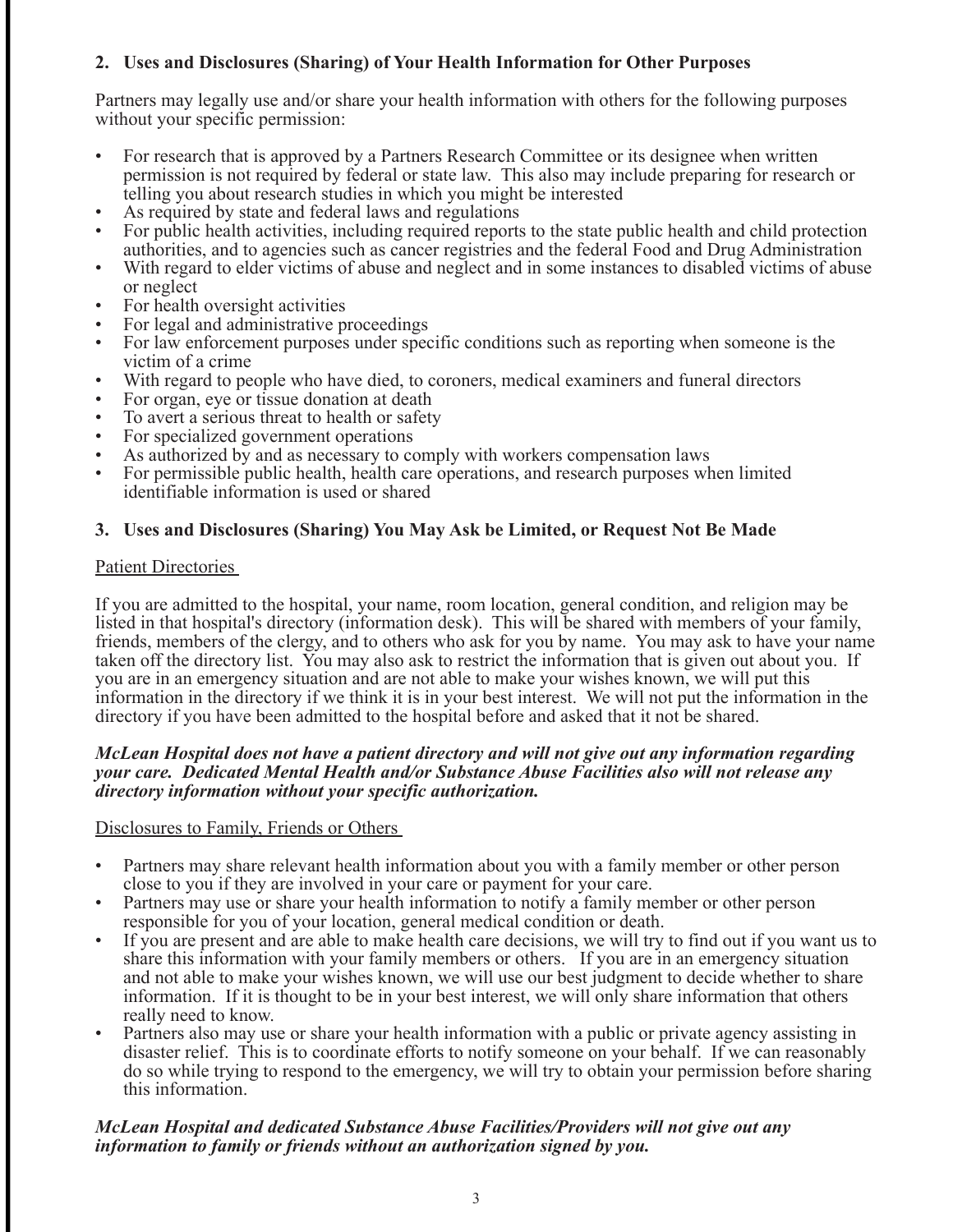## 2. Uses and Disclosures (Sharing) of Your Health Information for Other Purposes

Partners may legally use and/or share your health information with others for the following purposes without your specific permission:

- For research that is approved by a Partners Research Committee or its designee when written permission is not required by federal or state law. This also may include preparing for research or telling you about research studies in which you might be interested
- As required by state and federal laws and regulations
- For public health activities, including required reports to the state public health and child protection authorities, and to agencies such as cancer registries and the federal Food and Drug Administration
- With regard to elder victims of abuse and neglect and in some instances to disabled victims of abuse or neglect
- For health oversight activities
- For legal and administrative proceedings
- For law enforcement purposes under specific conditions such as reporting when someone is the victim of a crime
- With regard to people who have died, to coroners, medical examiners and funeral directors
- For organ, eye or tissue donation at death
- To avert a serious threat to health or safety
- For specialized government operations
- As authorized by and as necessary to comply with workers compensation laws
- For permissible public health, health care operations, and research purposes when limited identifiable information is used or shared

## 3. Uses and Disclosures (Sharing) You May Ask be Limited, or Request Not Be Made

Patient Directories

If you are admitted to the hospital, your name, room location, general condition, and religion may be listed in that hospital's directory (information desk). This will be shared with members of your family, friends, members of the clergy, and to others who ask for you by name. You may ask to have your name taken off the directory list. You may also ask to restrict the information that is given out about you. If you are in an emergency situation and are not able to make your wishes known, we will put this information in the directory if we think it is in your best interest. We will not put the information in the directory if you have been admitted to the hospital before and asked that it not be shared.

***McLean Hospital does not have a patient directory and will not give out any information regarding your care. Dedicated Mental Health and/or Substance Abuse Facilities also will not release any directory information without your specific authorization.***

Disclosures to Family, Friends or Others

- Partners may share relevant health information about you with a family member or other person close to you if they are involved in your care or payment for your care.
- Partners may use or share your health information to notify a family member or other person responsible for you of your location, general medical condition or death.
- If you are present and are able to make health care decisions, we will try to find out if you want us to share this information with your family members or others. If you are in an emergency situation and not able to make your wishes known, we will use our best judgment to decide whether to share information. If it is thought to be in your best interest, we will only share information that others really need to know.
- Partners also may use or share your health information with a public or private agency assisting in disaster relief. This is to coordinate efforts to notify someone on your behalf. If we can reasonably do so while trying to respond to the emergency, we will try to obtain your permission before sharing this information.

***McLean Hospital and dedicated Substance Abuse Facilities/Providers will not give out any information to family or friends without an authorization signed by you.***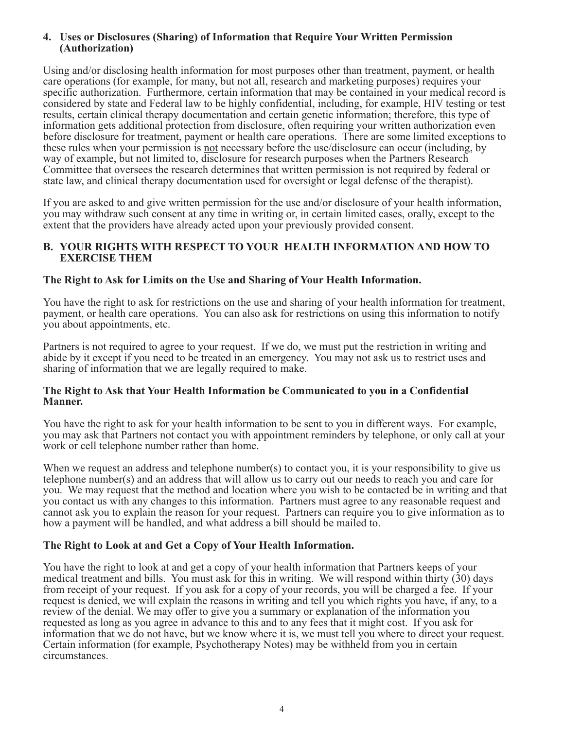### 4. Uses or Disclosures (Sharing) of Information that Require Your Written Permission (Authorization)

Using and/or disclosing health information for most purposes other than treatment, payment, or health care operations (for example, for many, but not all, research and marketing purposes) requires your specific authorization. Furthermore, certain information that may be contained in your medical record is considered by state and Federal law to be highly confidential, including, for example, HIV testing or test results, certain clinical therapy documentation and certain genetic information; therefore, this type of information gets additional protection from disclosure, often requiring your written authorization even before disclosure for treatment, payment or health care operations. There are some limited exceptions to these rules when your permission is <u>not</u> necessary before the use/disclosure can occur (including, by way of example, but not limited to, disclosure for research purposes when the Partners Research Committee that oversees the research determines that written permission is not required by federal or state law, and clinical therapy documentation used for oversight or legal defense of the therapist).

If you are asked to and give written permission for the use and/or disclosure of your health information, you may withdraw such consent at any time in writing or, in certain limited cases, orally, except to the extent that the providers have already acted upon your previously provided consent.

## B. YOUR RIGHTS WITH RESPECT TO YOUR HEALTH INFORMATION AND HOW TO EXERCISE THEM

### The Right to Ask for Limits on the Use and Sharing of Your Health Information.

You have the right to ask for restrictions on the use and sharing of your health information for treatment, payment, or health care operations. You can also ask for restrictions on using this information to notify you about appointments, etc.

Partners is not required to agree to your request. If we do, we must put the restriction in writing and abide by it except if you need to be treated in an emergency. You may not ask us to restrict uses and sharing of information that we are legally required to make.

### The Right to Ask that Your Health Information be Communicated to you in a Confidential Manner.

You have the right to ask for your health information to be sent to you in different ways. For example, you may ask that Partners not contact you with appointment reminders by telephone, or only call at your work or cell telephone number rather than home.

When we request an address and telephone number(s) to contact you, it is your responsibility to give us telephone number(s) and an address that will allow us to carry out our needs to reach you and care for you. We may request that the method and location where you wish to be contacted be in writing and that you contact us with any changes to this information. Partners must agree to any reasonable request and cannot ask you to explain the reason for your request. Partners can require you to give information as to how a payment will be handled, and what address a bill should be mailed to.

### The Right to Look at and Get a Copy of Your Health Information.

You have the right to look at and get a copy of your health information that Partners keeps of your medical treatment and bills. You must ask for this in writing. We will respond within thirty (30) days from receipt of your request. If you ask for a copy of your records, you will be charged a fee. If your request is denied, we will explain the reasons in writing and tell you which rights you have, if any, to a review of the denial. We may offer to give you a summary or explanation of the information you requested as long as you agree in advance to this and to any fees that it might cost. If you ask for information that we do not have, but we know where it is, we must tell you where to direct your request. Certain information (for example, Psychotherapy Notes) may be withheld from you in certain circumstances.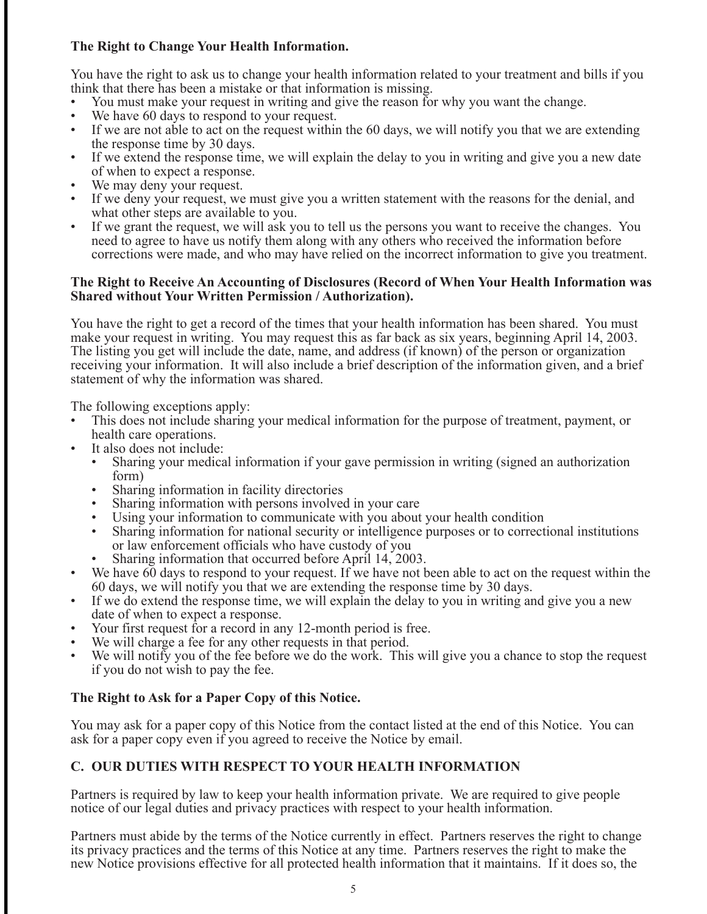**The Right to Change Your Health Information.**

You have the right to ask us to change your health information related to your treatment and bills if you think that there has been a mistake or that information is missing.

- You must make your request in writing and give the reason for why you want the change.
- We have 60 days to respond to your request.
- If we are not able to act on the request within the 60 days, we will notify you that we are extending the response time by 30 days.
- If we extend the response time, we will explain the delay to you in writing and give you a new date of when to expect a response.
- We may deny your request.
- If we deny your request, we must give you a written statement with the reasons for the denial, and what other steps are available to you.
- If we grant the request, we will ask you to tell us the persons you want to receive the changes. You need to agree to have us notify them along with any others who received the information before corrections were made, and who may have relied on the incorrect information to give you treatment.

**The Right to Receive An Accounting of Disclosures (Record of When Your Health Information was Shared without Your Written Permission / Authorization).**

You have the right to get a record of the times that your health information has been shared. You must make your request in writing. You may request this as far back as six years, beginning April 14, 2003. The listing you get will include the date, name, and address (if known) of the person or organization receiving your information. It will also include a brief description of the information given, and a brief statement of why the information was shared.

The following exceptions apply:

- This does not include sharing your medical information for the purpose of treatment, payment, or health care operations.
- It also does not include:
  - Sharing your medical information if your gave permission in writing (signed an authorization form)
  - Sharing information in facility directories
  - Sharing information with persons involved in your care
  - Using your information to communicate with you about your health condition
  - Sharing information for national security or intelligence purposes or to correctional institutions or law enforcement officials who have custody of you
  - Sharing information that occurred before April 14, 2003.
- We have 60 days to respond to your request. If we have not been able to act on the request within the 60 days, we will notify you that we are extending the response time by 30 days.
- If we do extend the response time, we will explain the delay to you in writing and give you a new date of when to expect a response.
- Your first request for a record in any 12-month period is free.
- We will charge a fee for any other requests in that period.
- We will notify you of the fee before we do the work. This will give you a chance to stop the request if you do not wish to pay the fee.

**The Right to Ask for a Paper Copy of this Notice.**

You may ask for a paper copy of this Notice from the contact listed at the end of this Notice. You can ask for a paper copy even if you agreed to receive the Notice by email.

## C. OUR DUTIES WITH RESPECT TO YOUR HEALTH INFORMATION

Partners is required by law to keep your health information private. We are required to give people notice of our legal duties and privacy practices with respect to your health information.

Partners must abide by the terms of the Notice currently in effect. Partners reserves the right to change its privacy practices and the terms of this Notice at any time. Partners reserves the right to make the new Notice provisions effective for all protected health information that it maintains. If it does so, the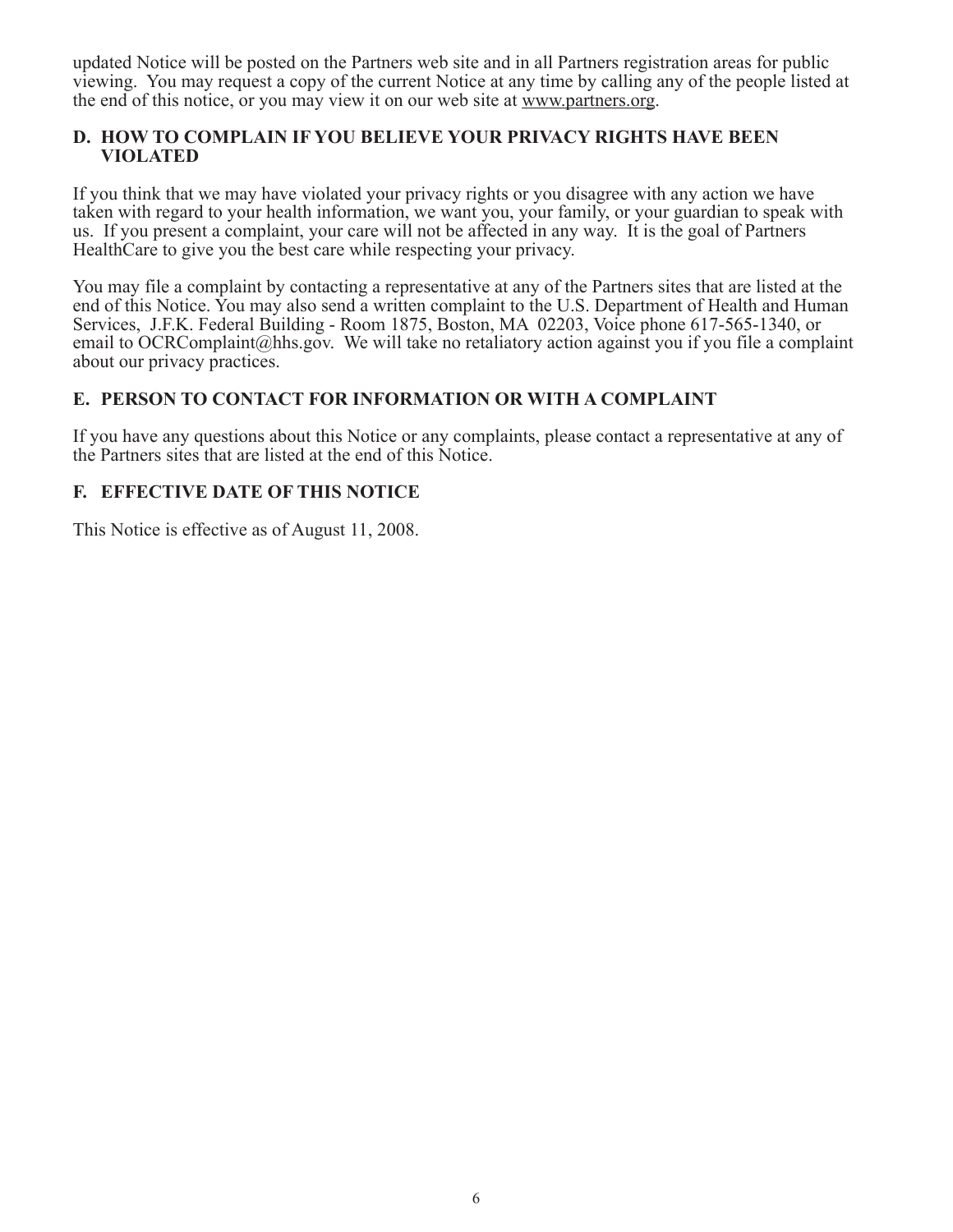updated Notice will be posted on the Partners web site and in all Partners registration areas for public viewing. You may request a copy of the current Notice at any time by calling any of the people listed at the end of this notice, or you may view it on our web site at www.partners.org.

## D. HOW TO COMPLAIN IF YOU BELIEVE YOUR PRIVACY RIGHTS HAVE BEEN VIOLATED

If you think that we may have violated your privacy rights or you disagree with any action we have taken with regard to your health information, we want you, your family, or your guardian to speak with us. If you present a complaint, your care will not be affected in any way. It is the goal of Partners HealthCare to give you the best care while respecting your privacy.

You may file a complaint by contacting a representative at any of the Partners sites that are listed at the end of this Notice. You may also send a written complaint to the U.S. Department of Health and Human Services, J.F.K. Federal Building - Room 1875, Boston, MA 02203, Voice phone 617-565-1340, or email to OCRComplaint@hhs.gov. We will take no retaliatory action against you if you file a complaint about our privacy practices.

## E. PERSON TO CONTACT FOR INFORMATION OR WITH A COMPLAINT

If you have any questions about this Notice or any complaints, please contact a representative at any of the Partners sites that are listed at the end of this Notice.

## F. EFFECTIVE DATE OF THIS NOTICE

This Notice is effective as of August 11, 2008.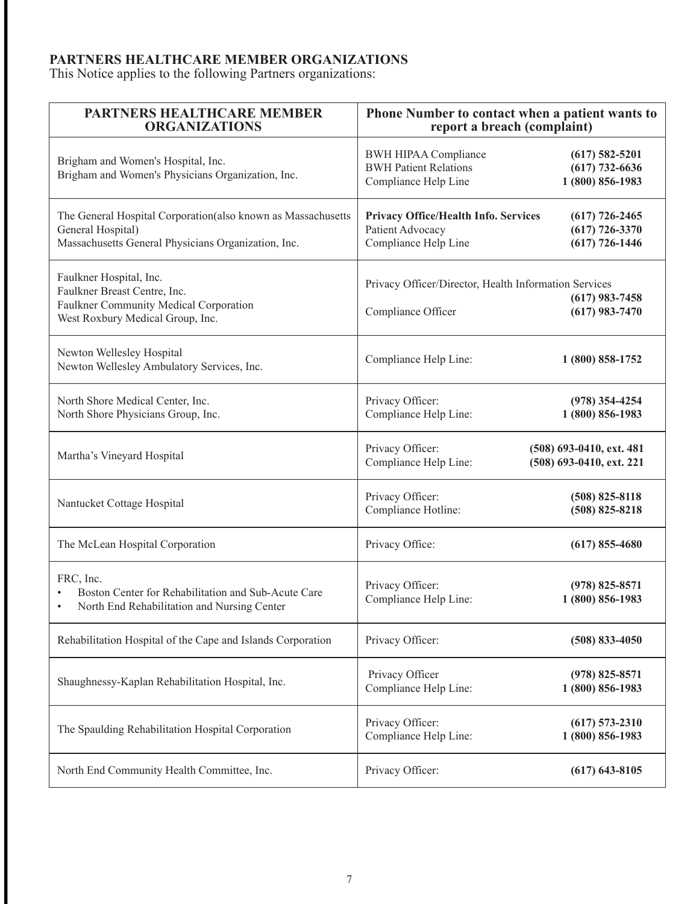**PARTNERS HEALTHCARE MEMBER ORGANIZATIONS**
This Notice applies to the following Partners organizations:

| PARTNERS HEALTHCARE MEMBER ORGANIZATIONS | Phone Number to contact when a patient wants to report a breach (complaint) |
|---|---|
| Brigham and Women's Hospital, Inc.<br>Brigham and Women's Physicians Organization, Inc. | BWH HIPAA Compliance **(617) 582-5201**<br>BWH Patient Relations **(617) 732-6636**<br>Compliance Help Line **1 (800) 856-1983** |
| The General Hospital Corporation(also known as Massachusetts General Hospital)<br>Massachusetts General Physicians Organization, Inc. | **Privacy Office/Health Info. Services (617) 726-2465**<br>Patient Advocacy **(617) 726-3370**<br>Compliance Help Line **(617) 726-1446** |
| Faulkner Hospital, Inc.<br>Faulkner Breast Centre, Inc.<br>Faulkner Community Medical Corporation<br>West Roxbury Medical Group, Inc. | Privacy Officer/Director, Health Information Services **(617) 983-7458**<br>Compliance Officer **(617) 983-7470** |
| Newton Wellesley Hospital<br>Newton Wellesley Ambulatory Services, Inc. | Compliance Help Line: **1 (800) 858-1752** |
| North Shore Medical Center, Inc.<br>North Shore Physicians Group, Inc. | Privacy Officer: **(978) 354-4254**<br>Compliance Help Line: **1 (800) 856-1983** |
| Martha's Vineyard Hospital | Privacy Officer: **(508) 693-0410, ext. 481**<br>Compliance Help Line: **(508) 693-0410, ext. 221** |
| Nantucket Cottage Hospital | Privacy Officer: **(508) 825-8118**<br>Compliance Hotline: **(508) 825-8218** |
| The McLean Hospital Corporation | Privacy Office: **(617) 855-4680** |
| FRC, Inc.<br>• Boston Center for Rehabilitation and Sub-Acute Care<br>• North End Rehabilitation and Nursing Center | Privacy Officer: **(978) 825-8571**<br>Compliance Help Line: **1 (800) 856-1983** |
| Rehabilitation Hospital of the Cape and Islands Corporation | Privacy Officer: **(508) 833-4050** |
| Shaughnessy-Kaplan Rehabilitation Hospital, Inc. | Privacy Officer **(978) 825-8571**<br>Compliance Help Line: **1 (800) 856-1983** |
| The Spaulding Rehabilitation Hospital Corporation | Privacy Officer: **(617) 573-2310**<br>Compliance Help Line: **1 (800) 856-1983** |
| North End Community Health Committee, Inc. | Privacy Officer: **(617) 643-8105** |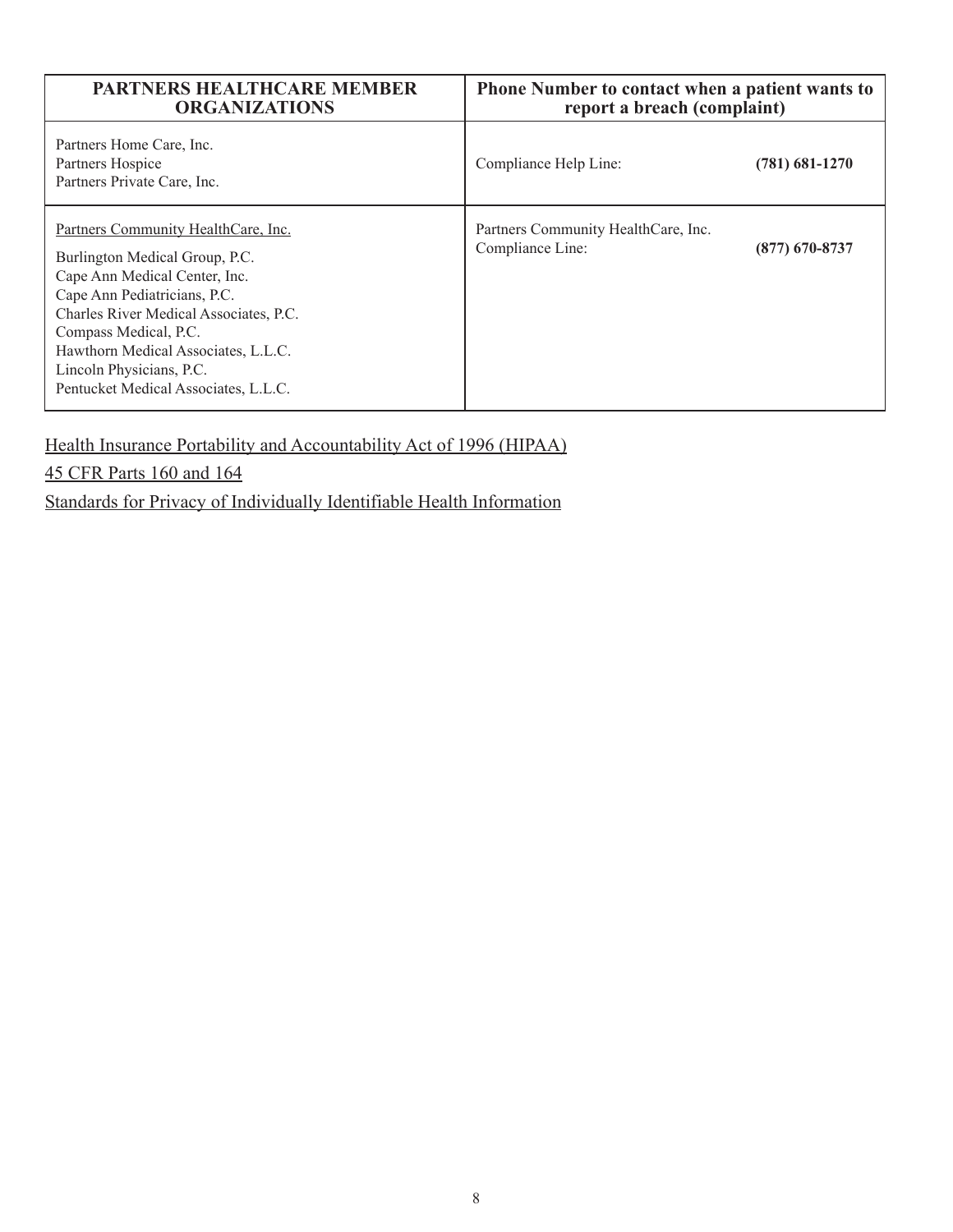| PARTNERS HEALTHCARE MEMBER ORGANIZATIONS | Phone Number to contact when a patient wants to report a breach (complaint) |
|---|---|
| Partners Home Care, Inc.<br>Partners Hospice<br>Partners Private Care, Inc. | Compliance Help Line: **(781) 681-1270** |
| Partners Community HealthCare, Inc.<br><br>Burlington Medical Group, P.C.<br>Cape Ann Medical Center, Inc.<br>Cape Ann Pediatricians, P.C.<br>Charles River Medical Associates, P.C.<br>Compass Medical, P.C.<br>Hawthorn Medical Associates, L.L.C.<br>Lincoln Physicians, P.C.<br>Pentucket Medical Associates, L.L.C. | Partners Community HealthCare, Inc.<br>Compliance Line: **(877) 670-8737** |

Health Insurance Portability and Accountability Act of 1996 (HIPAA)

45 CFR Parts 160 and 164

Standards for Privacy of Individually Identifiable Health Information